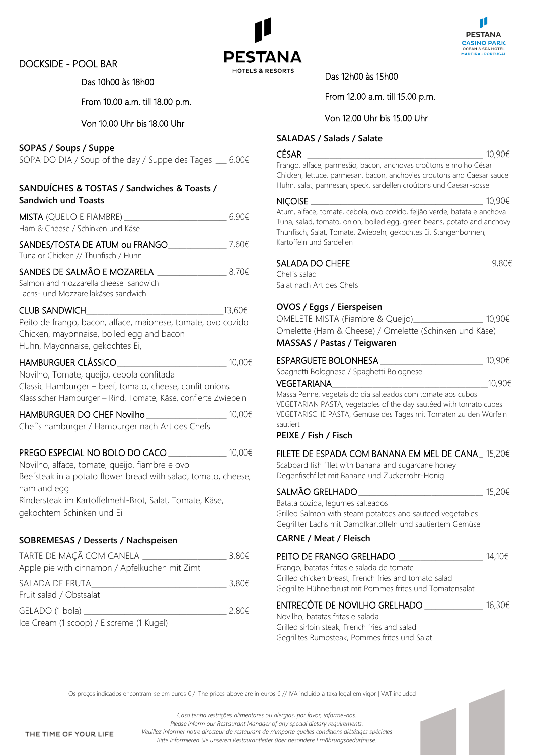PESTANA
HOTELS & RESORTS

PESTANA CASINO PARK
OCEAN & SPA HOTEL
MADEIRA · PORTUGAL

# DOCKSIDE - POOL BAR

Das 10h00 às 18h00

From 10.00 a.m. till 18.00 p.m.

Von 10.00 Uhr bis 18.00 Uhr

## SOPAS / Soups / Suppe

SOPA DO DIA / Soup of the day / Suppe des Tages ___ 6,00€

## SANDUÍCHES & TOSTAS / Sandwiches & Toasts / Sandwich und Toasts

MISTA (QUEIJO E FIAMBRE) ________________________ 6,90€
Ham & Cheese / Schinken und Käse

SANDES/TOSTA DE ATUM ou FRANGO_____________ 7,60€
Tuna or Chicken // Thunfisch / Huhn

SANDES DE SALMÃO E MOZARELA _______________ 8,70€
Salmon and mozzarella cheese sandwich
Lachs- und Mozzarellakäses sandwich

CLUB SANDWICH________________________________13,60€
Peito de frango, bacon, alface, maionese, tomate, ovo cozido
Chicken, mayonnaise, boiled egg and bacon
Huhn, Mayonnaise, gekochtes Ei,

HAMBURGUER CLÁSSICO_________________________ 10,00€
Novilho, Tomate, queijo, cebola confitada
Classic Hamburger – beef, tomato, cheese, confit onions
Klassischer Hamburger – Rind, Tomate, Käse, confierte Zwiebeln

HAMBURGUER DO CHEF Novilho ___________________ 10,00€
Chef's hamburger / Hamburger nach Art des Chefs

PREGO ESPECIAL NO BOLO DO CACO _____________ 10,00€
Novilho, alface, tomate, queijo, fiambre e ovo
Beefsteak in a potato flower bread with salad, tomato, cheese, ham and egg
Rindersteak im Kartoffelmehl-Brot, Salat, Tomate, Käse, gekochtem Schinken und Ei

## SOBREMESAS / Desserts / Nachspeisen

TARTE DE MAÇÃ COM CANELA __________________ 3,80€
Apple pie with cinnamon / Apfelkuchen mit Zimt

SALADA DE FRUTA_________________________________ 3,80€
Fruit salad / Obstsalat

GELADO (1 bola) __________________________________ 2,80€
Ice Cream (1 scoop) / Eiscreme (1 Kugel)

Das 12h00 às 15h00

From 12.00 a.m. till 15.00 p.m.

Von 12.00 Uhr bis 15.00 Uhr

## SALADAS / Salads / Salate

CÉSAR ___________________________________________ 10,90€
Frango, alface, parmesão, bacon, anchovas croûtons e molho César
Chicken, lettuce, parmesan, bacon, anchovies croutons and Caesar sauce
Huhn, salat, parmesan, speck, sardellen croûtons und Caesar-sosse

NIÇOISE __________________________________________ 10,90€
Atum, alface, tomate, cebola, ovo cozido, feijão verde, batata e anchova
Tuna, salad, tomato, onion, boiled egg, green beans, potato and anchovy
Thunfisch, Salat, Tomate, Zwiebeln, gekochtes Ei, Stangenbohnen, Kartoffeln und Sardellen

SALADA DO CHEFE ___________________________________9,80€
Chef's salad
Salat nach Art des Chefs

## OVOS / Eggs / Eierspeisen

OMELETE MISTA (Fiambre & Queijo)________________ 10,90€
Omelette (Ham & Cheese) / Omelette (Schinken und Käse)

## MASSAS / Pastas / Teigwaren

ESPARGUETE BOLONHESA ________________________ 10,90€
Spaghetti Bolognese / Spaghetti Bolognese

VEGETARIANA___________________________________10,90€
Massa Penne, vegetais do dia salteados com tomate aos cubos
VEGETARIAN PASTA, vegetables of the day sautéed with tomato cubes
VEGETARISCHE PASTA, Gemüse des Tages mit Tomaten zu den Würfeln sautiert

## PEIXE / Fish / Fisch

FILETE DE ESPADA COM BANANA EM MEL DE CANA _ 15,20€
Scabbard fish fillet with banana and sugarcane honey
Degenfischfilet mit Banane und Zuckerrohr-Honig

SALMÃO GRELHADO ____________________________ 15,20€
Batata cozida, legumes salteados
Grilled Salmon with steam potatoes and sauteed vegetables
Gegrillter Lachs mit Dampfkartoffeln und sautiertem Gemüse

## CARNE / Meat / Fleisch

PEITO DE FRANGO GRELHADO ___________________ 14,10€
Frango, batatas fritas e salada de tomate
Grilled chicken breast, French fries and tomato salad
Gegrillte Hühnerbrust mit Pommes frites und Tomatensalat

ENTRECÔTE DE NOVILHO GRELHADO ______________ 16,30€
Novilho, batatas fritas e salada
Grilled sirloin steak, French fries and salad
Gegrilltes Rumpsteak, Pommes frites und Salat

Os preços indicados encontram-se em euros € / The prices above are in euros € // IVA incluído à taxa legal em vigor | VAT included

*Caso tenha restrições alimentares ou alergias, por favor, informe-nos.*
*Please inform our Restaurant Manager of any special dietary requirements.*
*Veuillez informer notre directeur de restaurant de n'importe quelles conditions diététiqes spéciales*
*Bitte informieren Sie unseren Restaurantleiter über besondere Ernährungsbedürfnisse.*

THE TIME OF YOUR LIFE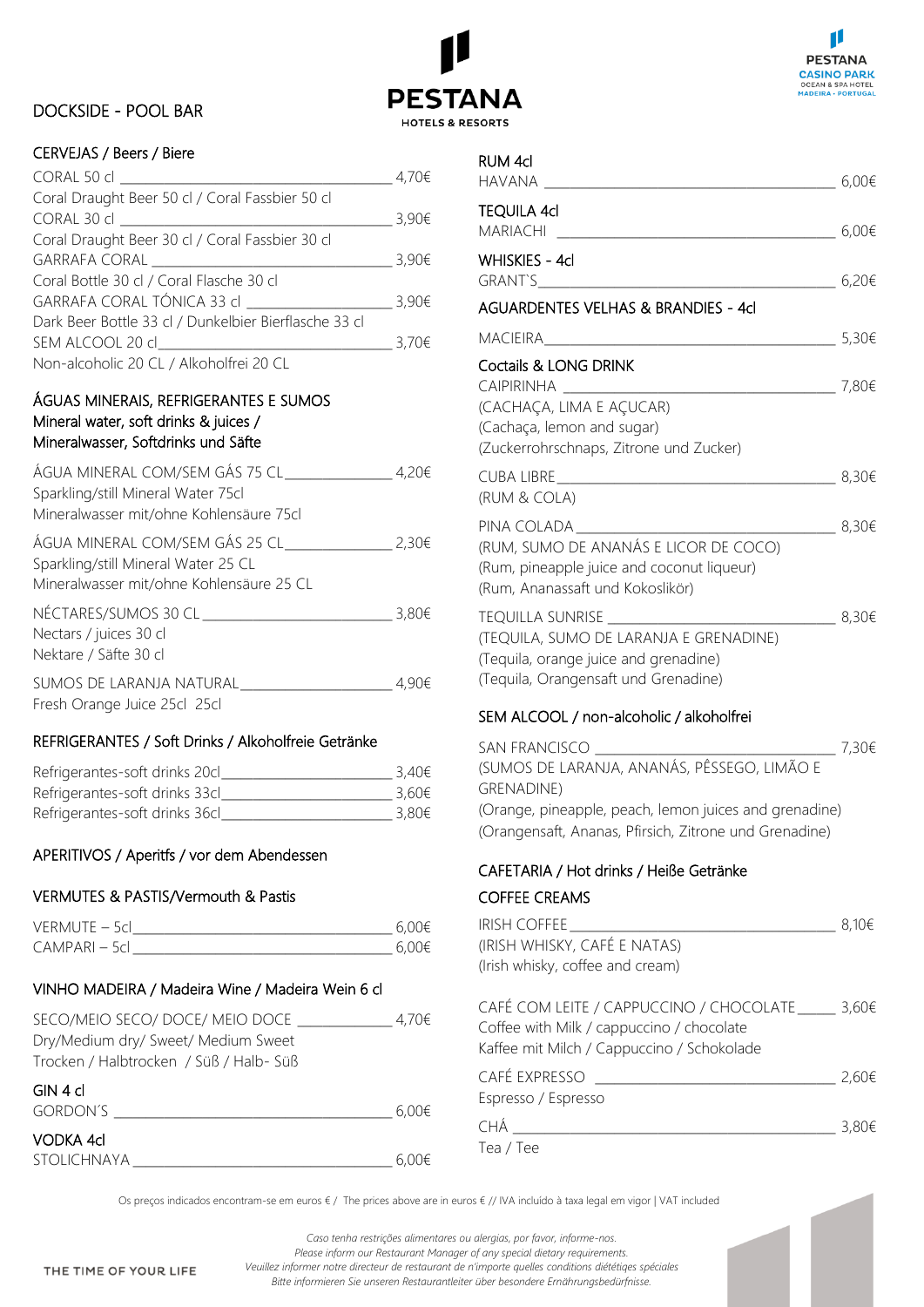# DOCKSIDE - POOL BAR

## CERVEJAS / Beers / Biere

CORAL 50 cl — 4,70€
Coral Draught Beer 50 cl / Coral Fassbier 50 cl

CORAL 30 cl — 3,90€
Coral Draught Beer 30 cl / Coral Fassbier 30 cl

GARRAFA CORAL — 3,90€
Coral Bottle 30 cl / Coral Flasche 30 cl

GARRAFA CORAL TÓNICA 33 cl — 3,90€
Dark Beer Bottle 33 cl / Dunkelbier Bierflasche 33 cl

SEM ALCOOL 20 cl — 3,70€
Non-alcoholic 20 CL / Alkoholfrei 20 CL

## ÁGUAS MINERAIS, REFRIGERANTES E SUMOS
## Mineral water, soft drinks & juices / Mineralwasser, Softdrinks und Säfte

ÁGUA MINERAL COM/SEM GÁS 75 CL — 4,20€
Sparkling/still Mineral Water 75cl
Mineralwasser mit/ohne Kohlensäure 75cl

ÁGUA MINERAL COM/SEM GÁS 25 CL — 2,30€
Sparkling/still Mineral Water 25 CL
Mineralwasser mit/ohne Kohlensäure 25 CL

NÉCTARES/SUMOS 30 CL — 3,80€
Nectars / juices 30 cl
Nektare / Säfte 30 cl

SUMOS DE LARANJA NATURAL — 4,90€
Fresh Orange Juice 25cl 25cl

## REFRIGERANTES / Soft Drinks / Alkoholfreie Getränke

Refrigerantes-soft drinks 20cl — 3,40€
Refrigerantes-soft drinks 33cl — 3,60€
Refrigerantes-soft drinks 36cl — 3,80€

## APERITIVOS / Aperitfs / vor dem Abendessen

## VERMUTES & PASTIS/Vermouth & Pastis

VERMUTE – 5cl — 6,00€
CAMPARI – 5cl — 6,00€

## VINHO MADEIRA / Madeira Wine / Madeira Wein 6 cl

SECO/MEIO SECO/ DOCE/ MEIO DOCE — 4,70€
Dry/Medium dry/ Sweet/ Medium Sweet
Trocken / Halbtrocken / Süß / Halb- Süß

## GIN 4 cl

GORDON´S — 6,00€

## VODKA 4cl

STOLICHNAYA — 6,00€

## RUM 4cl

HAVANA — 6,00€

## TEQUILA 4cl

MARIACHI — 6,00€

## WHISKIES - 4cl

GRANT`S — 6,20€

## AGUARDENTES VELHAS & BRANDIES - 4cl

MACIEIRA — 5,30€

## Coctails & LONG DRINK

CAIPIRINHA — 7,80€
(CACHAÇA, LIMA E AÇUCAR)
(Cachaça, lemon and sugar)
(Zuckerrohrschnaps, Zitrone und Zucker)

CUBA LIBRE — 8,30€
(RUM & COLA)

PINA COLADA — 8,30€
(RUM, SUMO DE ANANÁS E LICOR DE COCO)
(Rum, pineapple juice and coconut liqueur)
(Rum, Ananassaft und Kokoslikör)

TEQUILLA SUNRISE — 8,30€
(TEQUILA, SUMO DE LARANJA E GRENADINE)
(Tequila, orange juice and grenadine)
(Tequila, Orangensaft und Grenadine)

## SEM ALCOOL / non-alcoholic / alkoholfrei

SAN FRANCISCO — 7,30€
(SUMOS DE LARANJA, ANANÁS, PÊSSEGO, LIMÃO E GRENADINE)
(Orange, pineapple, peach, lemon juices and grenadine)
(Orangensaft, Ananas, Pfirsich, Zitrone und Grenadine)

## CAFETARIA / Hot drinks / Heiße Getränke

## COFFEE CREAMS

IRISH COFFEE — 8,10€
(IRISH WHISKY, CAFÉ E NATAS)
(Irish whisky, coffee and cream)

CAFÉ COM LEITE / CAPPUCCINO / CHOCOLATE — 3,60€
Coffee with Milk / cappuccino / chocolate
Kaffee mit Milch / Cappuccino / Schokolade

CAFÉ EXPRESSO — 2,60€
Espresso / Espresso

CHÁ — 3,80€
Tea / Tee

Os preços indicados encontram-se em euros € / The prices above are in euros € // IVA incluído à taxa legal em vigor | VAT included

*Caso tenha restrições alimentares ou alergias, por favor, informe-nos.*
*Please inform our Restaurant Manager of any special dietary requirements.*
*Veuillez informer notre directeur de restaurant de n'importe quelles conditions diététiqes spéciales*
*Bitte informieren Sie unseren Restaurantleiter über besondere Ernährungsbedürfnisse.*

THE TIME OF YOUR LIFE